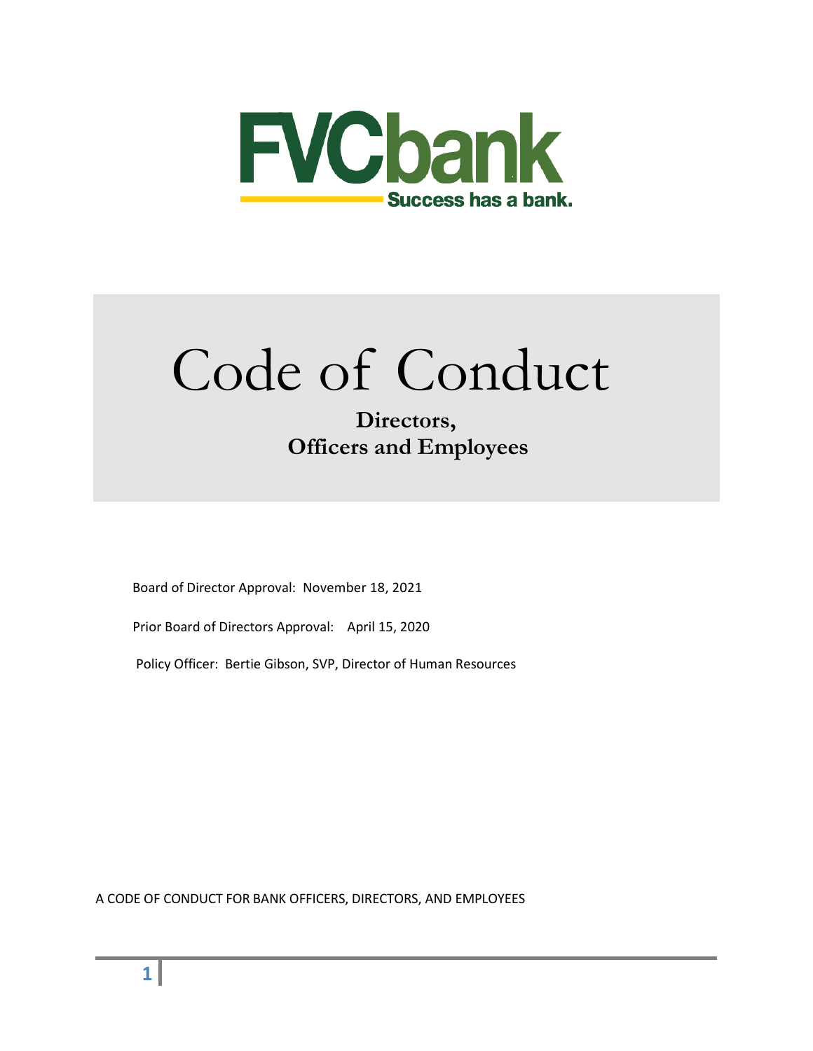FVCbank

Success has a bank.

# Code of Conduct

**Directors, Officers and Employees**

Board of Director Approval: November 18, 2021

Prior Board of Directors Approval: April 15, 2020

Policy Officer: Bertie Gibson, SVP, Director of Human Resources

A CODE OF CONDUCT FOR BANK OFFICERS, DIRECTORS, AND EMPLOYEES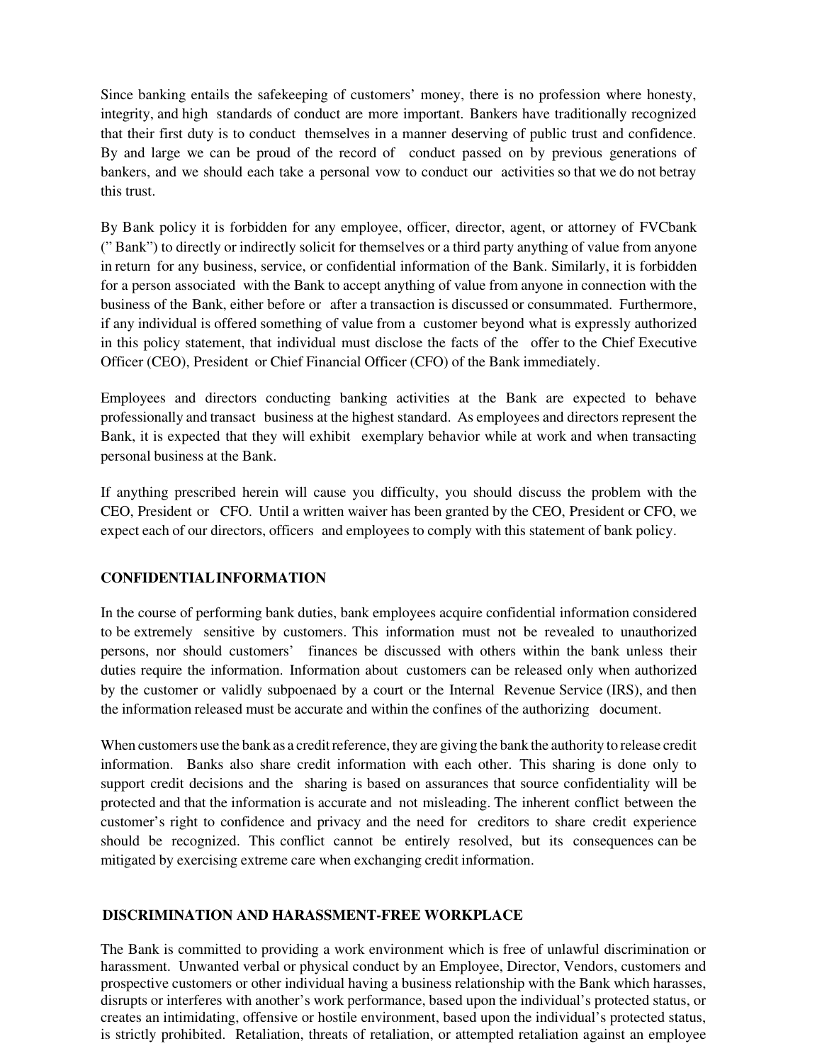Since banking entails the safekeeping of customers' money, there is no profession where honesty, integrity, and high standards of conduct are more important. Bankers have traditionally recognized that their first duty is to conduct themselves in a manner deserving of public trust and confidence. By and large we can be proud of the record of conduct passed on by previous generations of bankers, and we should each take a personal vow to conduct our activities so that we do not betray this trust.

By Bank policy it is forbidden for any employee, officer, director, agent, or attorney of FVCbank (" Bank") to directly or indirectly solicit for themselves or a third party anything of value from anyone in return for any business, service, or confidential information of the Bank. Similarly, it is forbidden for a person associated with the Bank to accept anything of value from anyone in connection with the business of the Bank, either before or after a transaction is discussed or consummated. Furthermore, if any individual is offered something of value from a customer beyond what is expressly authorized in this policy statement, that individual must disclose the facts of the offer to the Chief Executive Officer (CEO), President or Chief Financial Officer (CFO) of the Bank immediately.

Employees and directors conducting banking activities at the Bank are expected to behave professionally and transact business at the highest standard. As employees and directors represent the Bank, it is expected that they will exhibit exemplary behavior while at work and when transacting personal business at the Bank.

If anything prescribed herein will cause you difficulty, you should discuss the problem with the CEO, President or CFO. Until a written waiver has been granted by the CEO, President or CFO, we expect each of our directors, officers and employees to comply with this statement of bank policy.

## CONFIDENTIAL INFORMATION

In the course of performing bank duties, bank employees acquire confidential information considered to be extremely sensitive by customers. This information must not be revealed to unauthorized persons, nor should customers' finances be discussed with others within the bank unless their duties require the information. Information about customers can be released only when authorized by the customer or validly subpoenaed by a court or the Internal Revenue Service (IRS), and then the information released must be accurate and within the confines of the authorizing document.

When customers use the bank as a credit reference, they are giving the bank the authority to release credit information. Banks also share credit information with each other. This sharing is done only to support credit decisions and the sharing is based on assurances that source confidentiality will be protected and that the information is accurate and not misleading. The inherent conflict between the customer's right to confidence and privacy and the need for creditors to share credit experience should be recognized. This conflict cannot be entirely resolved, but its consequences can be mitigated by exercising extreme care when exchanging credit information.

## DISCRIMINATION AND HARASSMENT-FREE WORKPLACE

The Bank is committed to providing a work environment which is free of unlawful discrimination or harassment. Unwanted verbal or physical conduct by an Employee, Director, Vendors, customers and prospective customers or other individual having a business relationship with the Bank which harasses, disrupts or interferes with another's work performance, based upon the individual's protected status, or creates an intimidating, offensive or hostile environment, based upon the individual's protected status, is strictly prohibited. Retaliation, threats of retaliation, or attempted retaliation against an employee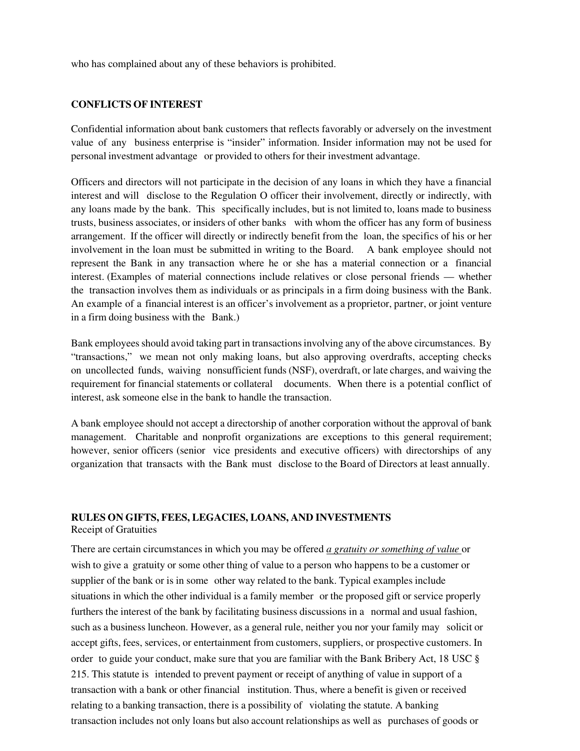who has complained about any of these behaviors is prohibited.

## CONFLICTS OF INTEREST

Confidential information about bank customers that reflects favorably or adversely on the investment value of any business enterprise is "insider" information. Insider information may not be used for personal investment advantage or provided to others for their investment advantage.

Officers and directors will not participate in the decision of any loans in which they have a financial interest and will disclose to the Regulation O officer their involvement, directly or indirectly, with any loans made by the bank. This specifically includes, but is not limited to, loans made to business trusts, business associates, or insiders of other banks with whom the officer has any form of business arrangement. If the officer will directly or indirectly benefit from the loan, the specifics of his or her involvement in the loan must be submitted in writing to the Board. A bank employee should not represent the Bank in any transaction where he or she has a material connection or a financial interest. (Examples of material connections include relatives or close personal friends — whether the transaction involves them as individuals or as principals in a firm doing business with the Bank. An example of a financial interest is an officer's involvement as a proprietor, partner, or joint venture in a firm doing business with the Bank.)

Bank employees should avoid taking part in transactions involving any of the above circumstances. By "transactions," we mean not only making loans, but also approving overdrafts, accepting checks on uncollected funds, waiving nonsufficient funds (NSF), overdraft, or late charges, and waiving the requirement for financial statements or collateral documents. When there is a potential conflict of interest, ask someone else in the bank to handle the transaction.

A bank employee should not accept a directorship of another corporation without the approval of bank management. Charitable and nonprofit organizations are exceptions to this general requirement; however, senior officers (senior vice presidents and executive officers) with directorships of any organization that transacts with the Bank must disclose to the Board of Directors at least annually.

## RULES ON GIFTS, FEES, LEGACIES, LOANS, AND INVESTMENTS

Receipt of Gratuities

There are certain circumstances in which you may be offered *a gratuity or something of value* or wish to give a gratuity or some other thing of value to a person who happens to be a customer or supplier of the bank or is in some other way related to the bank. Typical examples include situations in which the other individual is a family member or the proposed gift or service properly furthers the interest of the bank by facilitating business discussions in a normal and usual fashion, such as a business luncheon. However, as a general rule, neither you nor your family may solicit or accept gifts, fees, services, or entertainment from customers, suppliers, or prospective customers. In order to guide your conduct, make sure that you are familiar with the Bank Bribery Act, 18 USC § 215. This statute is intended to prevent payment or receipt of anything of value in support of a transaction with a bank or other financial institution. Thus, where a benefit is given or received relating to a banking transaction, there is a possibility of violating the statute. A banking transaction includes not only loans but also account relationships as well as purchases of goods or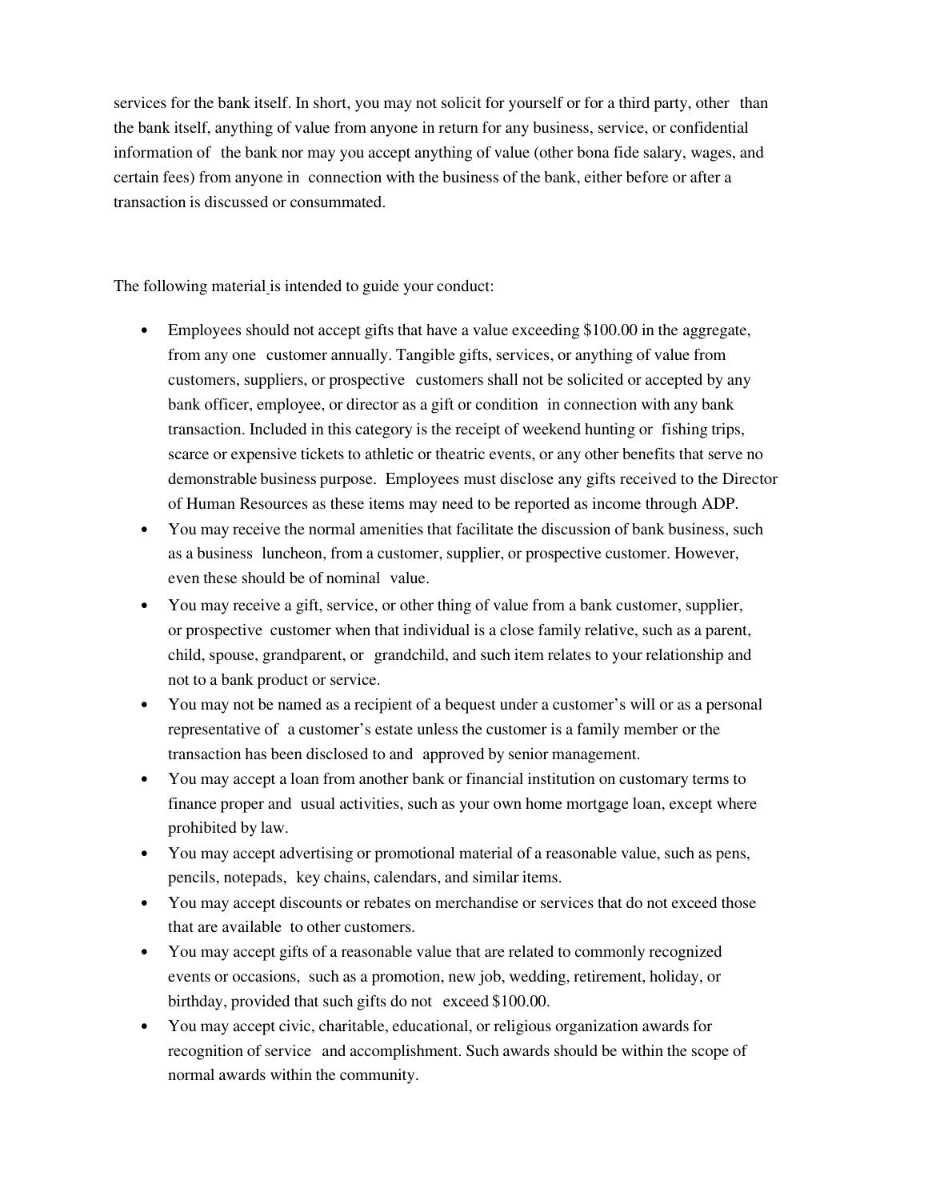services for the bank itself. In short, you may not solicit for yourself or for a third party, other than the bank itself, anything of value from anyone in return for any business, service, or confidential information of the bank nor may you accept anything of value (other bona fide salary, wages, and certain fees) from anyone in connection with the business of the bank, either before or after a transaction is discussed or consummated.

The following material is intended to guide your conduct:

- Employees should not accept gifts that have a value exceeding $100.00 in the aggregate, from any one customer annually. Tangible gifts, services, or anything of value from customers, suppliers, or prospective customers shall not be solicited or accepted by any bank officer, employee, or director as a gift or condition in connection with any bank transaction. Included in this category is the receipt of weekend hunting or fishing trips, scarce or expensive tickets to athletic or theatric events, or any other benefits that serve no demonstrable business purpose. Employees must disclose any gifts received to the Director of Human Resources as these items may need to be reported as income through ADP.
- You may receive the normal amenities that facilitate the discussion of bank business, such as a business luncheon, from a customer, supplier, or prospective customer. However, even these should be of nominal value.
- You may receive a gift, service, or other thing of value from a bank customer, supplier, or prospective customer when that individual is a close family relative, such as a parent, child, spouse, grandparent, or grandchild, and such item relates to your relationship and not to a bank product or service.
- You may not be named as a recipient of a bequest under a customer's will or as a personal representative of a customer's estate unless the customer is a family member or the transaction has been disclosed to and approved by senior management.
- You may accept a loan from another bank or financial institution on customary terms to finance proper and usual activities, such as your own home mortgage loan, except where prohibited by law.
- You may accept advertising or promotional material of a reasonable value, such as pens, pencils, notepads, key chains, calendars, and similar items.
- You may accept discounts or rebates on merchandise or services that do not exceed those that are available to other customers.
- You may accept gifts of a reasonable value that are related to commonly recognized events or occasions, such as a promotion, new job, wedding, retirement, holiday, or birthday, provided that such gifts do not exceed $100.00.
- You may accept civic, charitable, educational, or religious organization awards for recognition of service and accomplishment. Such awards should be within the scope of normal awards within the community.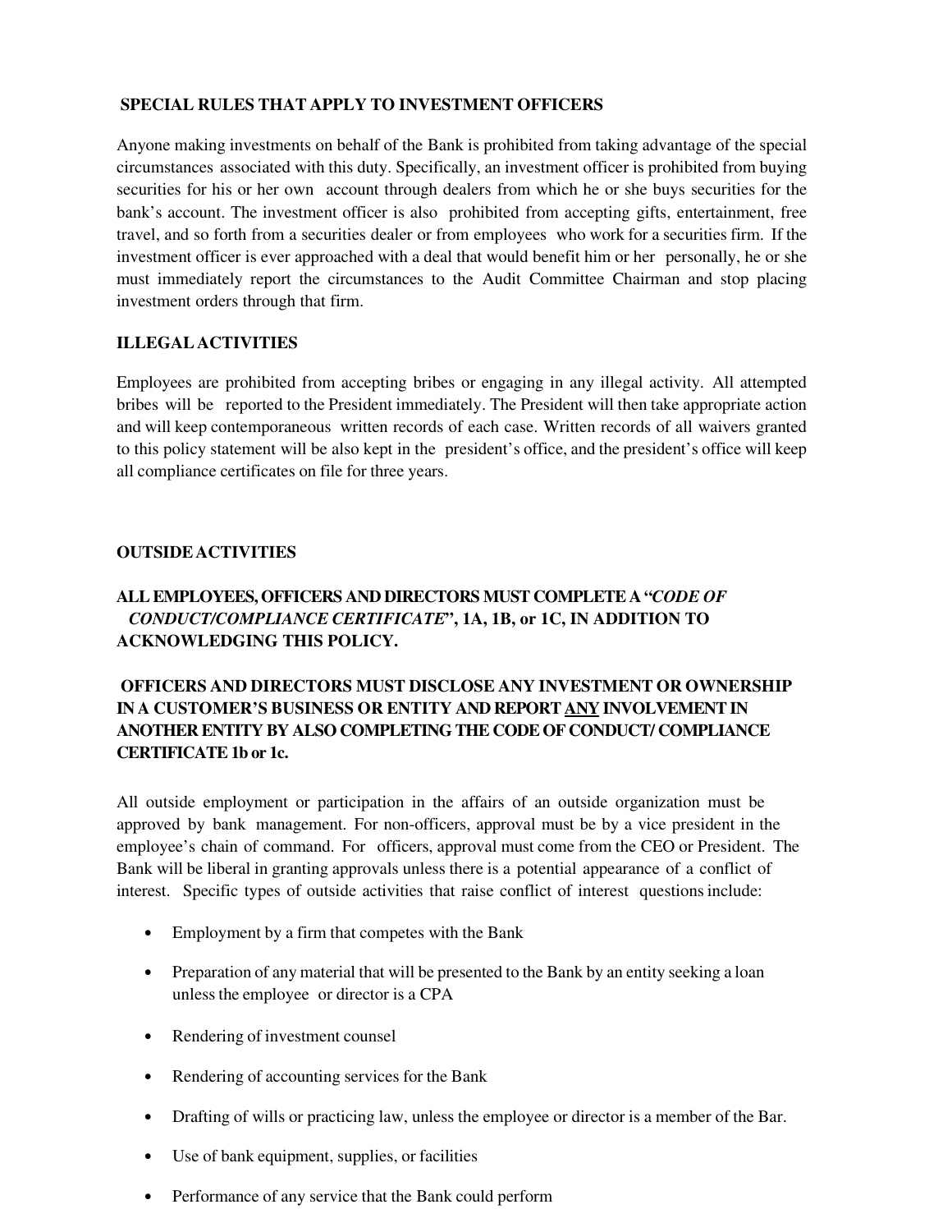## SPECIAL RULES THAT APPLY TO INVESTMENT OFFICERS

Anyone making investments on behalf of the Bank is prohibited from taking advantage of the special circumstances associated with this duty. Specifically, an investment officer is prohibited from buying securities for his or her own account through dealers from which he or she buys securities for the bank's account. The investment officer is also prohibited from accepting gifts, entertainment, free travel, and so forth from a securities dealer or from employees who work for a securities firm. If the investment officer is ever approached with a deal that would benefit him or her personally, he or she must immediately report the circumstances to the Audit Committee Chairman and stop placing investment orders through that firm.

## ILLEGAL ACTIVITIES

Employees are prohibited from accepting bribes or engaging in any illegal activity. All attempted bribes will be reported to the President immediately. The President will then take appropriate action and will keep contemporaneous written records of each case. Written records of all waivers granted to this policy statement will be also kept in the president's office, and the president's office will keep all compliance certificates on file for three years.

## OUTSIDE ACTIVITIES

**ALL EMPLOYEES, OFFICERS AND DIRECTORS MUST COMPLETE A "*CODE OF CONDUCT/COMPLIANCE CERTIFICATE*", 1A, 1B, or 1C, IN ADDITION TO ACKNOWLEDGING THIS POLICY.**

**OFFICERS AND DIRECTORS MUST DISCLOSE ANY INVESTMENT OR OWNERSHIP IN A CUSTOMER'S BUSINESS OR ENTITY AND REPORT <u>ANY</u> INVOLVEMENT IN ANOTHER ENTITY BY ALSO COMPLETING THE CODE OF CONDUCT/ COMPLIANCE CERTIFICATE 1b or 1c.**

All outside employment or participation in the affairs of an outside organization must be approved by bank management. For non-officers, approval must be by a vice president in the employee's chain of command. For officers, approval must come from the CEO or President. The Bank will be liberal in granting approvals unless there is a potential appearance of a conflict of interest. Specific types of outside activities that raise conflict of interest questions include:

- Employment by a firm that competes with the Bank
- Preparation of any material that will be presented to the Bank by an entity seeking a loan unless the employee or director is a CPA
- Rendering of investment counsel
- Rendering of accounting services for the Bank
- Drafting of wills or practicing law, unless the employee or director is a member of the Bar.
- Use of bank equipment, supplies, or facilities
- Performance of any service that the Bank could perform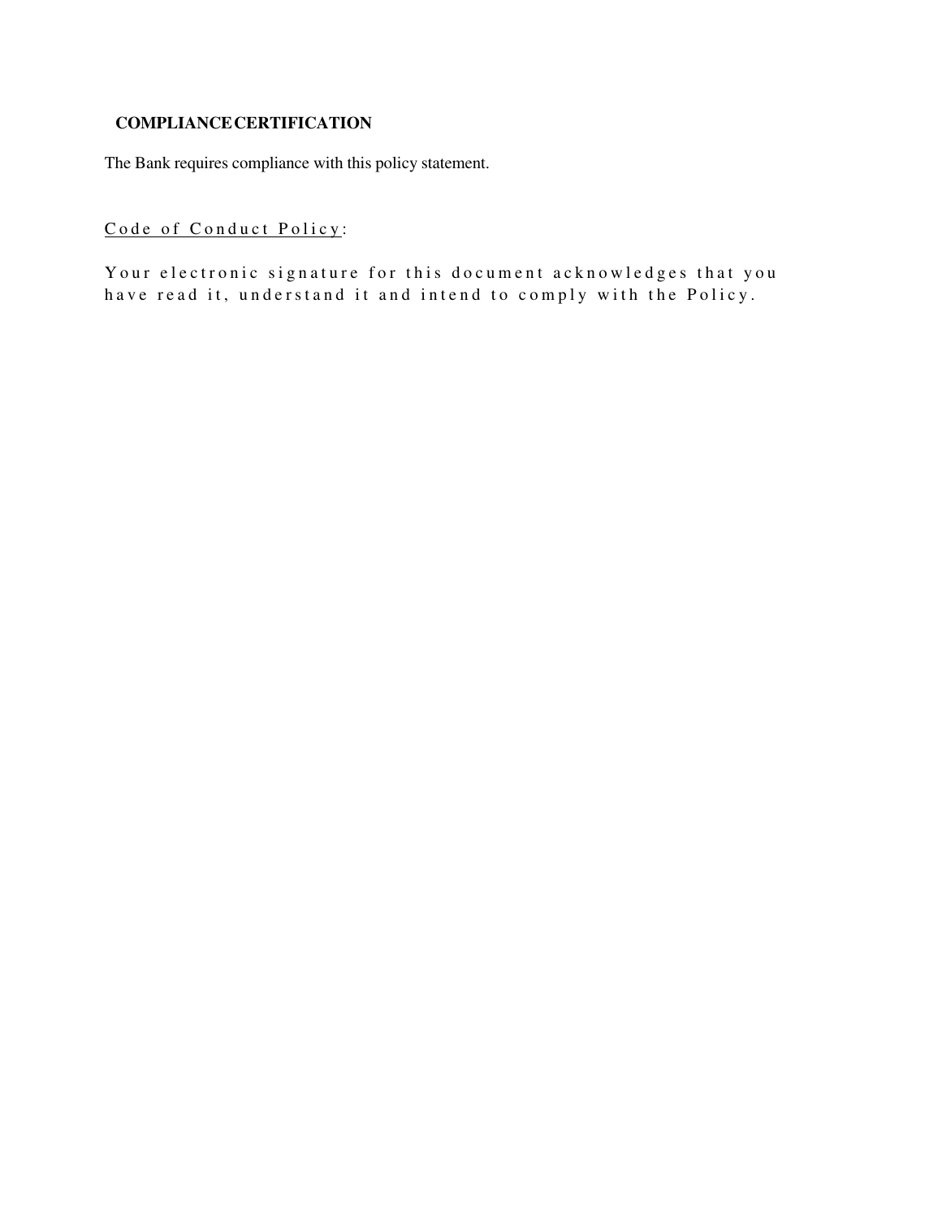## COMPLIANCE CERTIFICATION

The Bank requires compliance with this policy statement.

Code of Conduct Policy:

Your electronic signature for this document acknowledges that you have read it, understand it and intend to comply with the Policy.